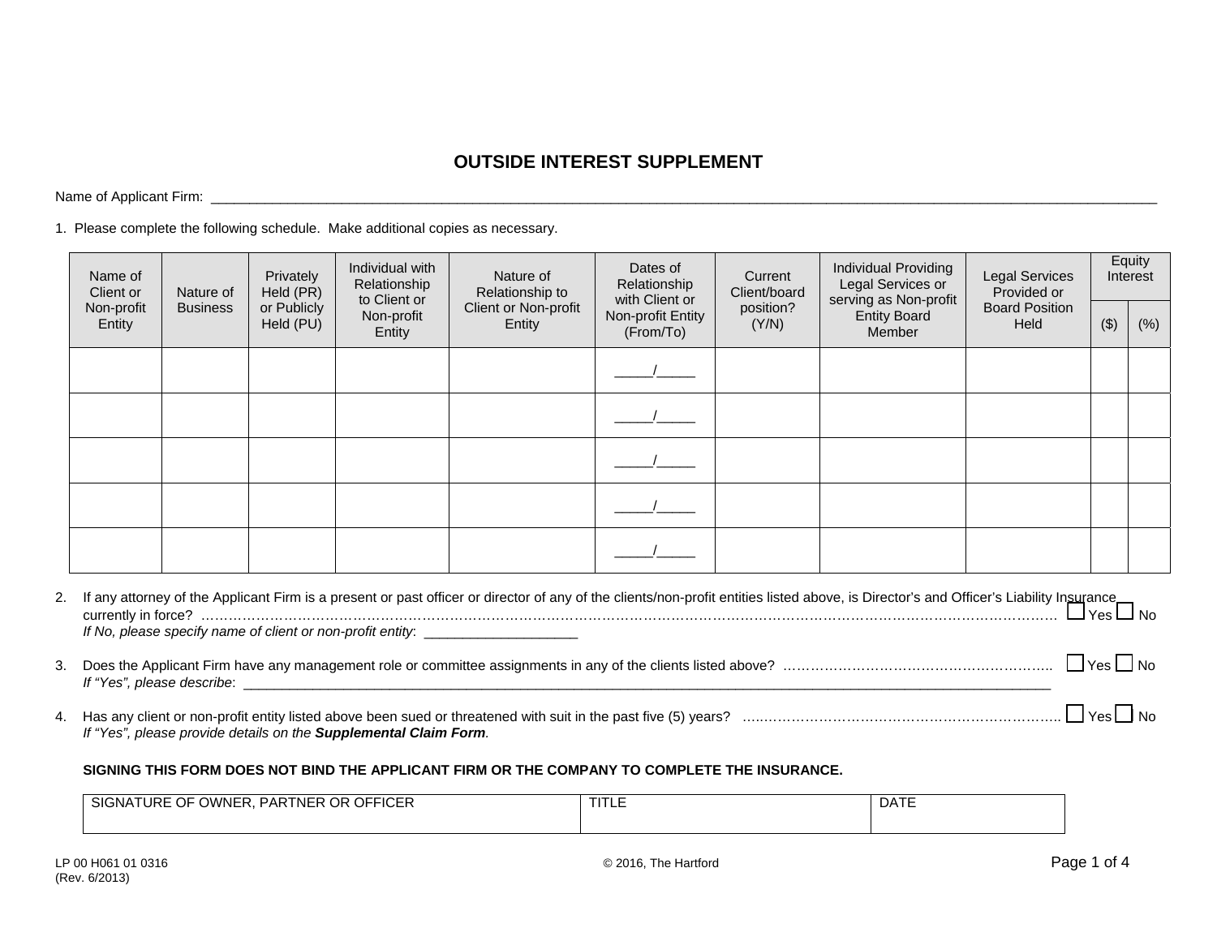# OUTSIDE INTEREST SUPPLEMENT

Name of Applicant Firm: ______________________________________________________________________________________________

1. Please complete the following schedule. Make additional copies as necessary.

| Name of Client or Non-profit Entity | Nature of Business | Privately Held (PR) or Publicly Held (PU) | Individual with Relationship to Client or Non-profit Entity | Nature of Relationship to Client or Non-profit Entity | Dates of Relationship with Client or Non-profit Entity (From/To) | Current Client/board position? (Y/N) | Individual Providing Legal Services or serving as Non-profit Entity Board Member | Legal Services Provided or Board Position Held | Equity Interest | |
|---|---|---|---|---|---|---|---|---|---|---|
| | | | | | | | | | ($) | (%) |
| | | | | | _____/_____ | | | | | |
| | | | | | _____/_____ | | | | | |
| | | | | | _____/_____ | | | | | |
| | | | | | _____/_____ | | | | | |
| | | | | | _____/_____ | | | | | |

2. If any attorney of the Applicant Firm is a present or past officer or director of any of the clients/non-profit entities listed above, is Director's and Officer's Liability Insurance currently in force? ………………………………………………………………………………………………………………………………… ☐ Yes ☐ No
   *If No, please specify name of client or non-profit entity*: ____________________

3. Does the Applicant Firm have any management role or committee assignments in any of the clients listed above? ………………………………………………….. ☐ Yes ☐ No
   *If "Yes", please describe*: ______________________________________________________________________________________________

4. Has any client or non-profit entity listed above been sued or threatened with suit in the past five (5) years? ………………………………………………………………….. ☐ Yes ☐ No
   *If "Yes", please provide details on the* ***Supplemental Claim Form****.*

**SIGNING THIS FORM DOES NOT BIND THE APPLICANT FIRM OR THE COMPANY TO COMPLETE THE INSURANCE.**

| SIGNATURE OF OWNER, PARTNER OR OFFICER | TITLE | DATE |
|---|---|---|
| | | |

LP 00 H061 01 0316
(Rev. 6/2013)

© 2016, The Hartford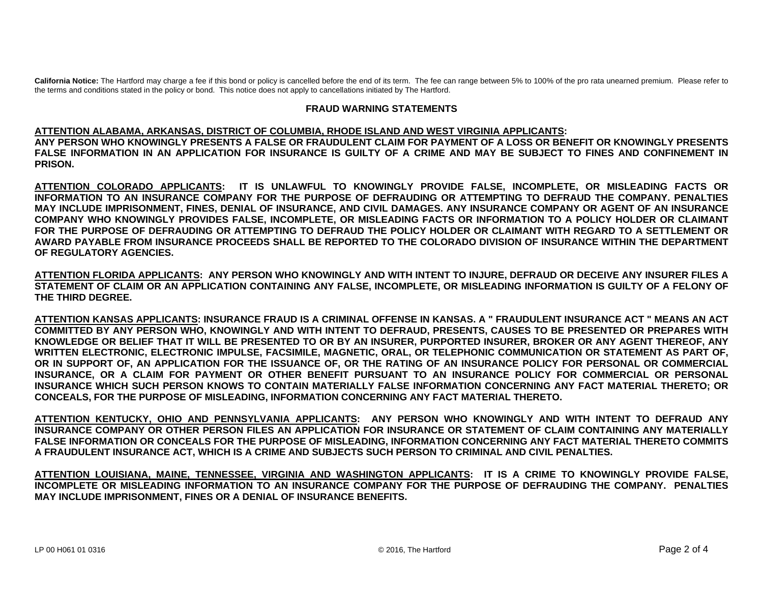**California Notice:** The Hartford may charge a fee if this bond or policy is cancelled before the end of its term. The fee can range between 5% to 100% of the pro rata unearned premium. Please refer to the terms and conditions stated in the policy or bond. This notice does not apply to cancellations initiated by The Hartford.

## FRAUD WARNING STATEMENTS

**ATTENTION ALABAMA, ARKANSAS, DISTRICT OF COLUMBIA, RHODE ISLAND AND WEST VIRGINIA APPLICANTS:**
**ANY PERSON WHO KNOWINGLY PRESENTS A FALSE OR FRAUDULENT CLAIM FOR PAYMENT OF A LOSS OR BENEFIT OR KNOWINGLY PRESENTS FALSE INFORMATION IN AN APPLICATION FOR INSURANCE IS GUILTY OF A CRIME AND MAY BE SUBJECT TO FINES AND CONFINEMENT IN PRISON.**

**ATTENTION COLORADO APPLICANTS: IT IS UNLAWFUL TO KNOWINGLY PROVIDE FALSE, INCOMPLETE, OR MISLEADING FACTS OR INFORMATION TO AN INSURANCE COMPANY FOR THE PURPOSE OF DEFRAUDING OR ATTEMPTING TO DEFRAUD THE COMPANY. PENALTIES MAY INCLUDE IMPRISONMENT, FINES, DENIAL OF INSURANCE, AND CIVIL DAMAGES. ANY INSURANCE COMPANY OR AGENT OF AN INSURANCE COMPANY WHO KNOWINGLY PROVIDES FALSE, INCOMPLETE, OR MISLEADING FACTS OR INFORMATION TO A POLICY HOLDER OR CLAIMANT FOR THE PURPOSE OF DEFRAUDING OR ATTEMPTING TO DEFRAUD THE POLICY HOLDER OR CLAIMANT WITH REGARD TO A SETTLEMENT OR AWARD PAYABLE FROM INSURANCE PROCEEDS SHALL BE REPORTED TO THE COLORADO DIVISION OF INSURANCE WITHIN THE DEPARTMENT OF REGULATORY AGENCIES.**

**ATTENTION FLORIDA APPLICANTS: ANY PERSON WHO KNOWINGLY AND WITH INTENT TO INJURE, DEFRAUD OR DECEIVE ANY INSURER FILES A STATEMENT OF CLAIM OR AN APPLICATION CONTAINING ANY FALSE, INCOMPLETE, OR MISLEADING INFORMATION IS GUILTY OF A FELONY OF THE THIRD DEGREE.**

**ATTENTION KANSAS APPLICANTS: INSURANCE FRAUD IS A CRIMINAL OFFENSE IN KANSAS. A " FRAUDULENT INSURANCE ACT " MEANS AN ACT COMMITTED BY ANY PERSON WHO, KNOWINGLY AND WITH INTENT TO DEFRAUD, PRESENTS, CAUSES TO BE PRESENTED OR PREPARES WITH KNOWLEDGE OR BELIEF THAT IT WILL BE PRESENTED TO OR BY AN INSURER, PURPORTED INSURER, BROKER OR ANY AGENT THEREOF, ANY WRITTEN ELECTRONIC, ELECTRONIC IMPULSE, FACSIMILE, MAGNETIC, ORAL, OR TELEPHONIC COMMUNICATION OR STATEMENT AS PART OF, OR IN SUPPORT OF, AN APPLICATION FOR THE ISSUANCE OF, OR THE RATING OF AN INSURANCE POLICY FOR PERSONAL OR COMMERCIAL INSURANCE, OR A CLAIM FOR PAYMENT OR OTHER BENEFIT PURSUANT TO AN INSURANCE POLICY FOR COMMERCIAL OR PERSONAL INSURANCE WHICH SUCH PERSON KNOWS TO CONTAIN MATERIALLY FALSE INFORMATION CONCERNING ANY FACT MATERIAL THERETO; OR CONCEALS, FOR THE PURPOSE OF MISLEADING, INFORMATION CONCERNING ANY FACT MATERIAL THERETO.**

**ATTENTION KENTUCKY, OHIO AND PENNSYLVANIA APPLICANTS: ANY PERSON WHO KNOWINGLY AND WITH INTENT TO DEFRAUD ANY INSURANCE COMPANY OR OTHER PERSON FILES AN APPLICATION FOR INSURANCE OR STATEMENT OF CLAIM CONTAINING ANY MATERIALLY FALSE INFORMATION OR CONCEALS FOR THE PURPOSE OF MISLEADING, INFORMATION CONCERNING ANY FACT MATERIAL THERETO COMMITS A FRAUDULENT INSURANCE ACT, WHICH IS A CRIME AND SUBJECTS SUCH PERSON TO CRIMINAL AND CIVIL PENALTIES.**

**ATTENTION LOUISIANA, MAINE, TENNESSEE, VIRGINIA AND WASHINGTON APPLICANTS: IT IS A CRIME TO KNOWINGLY PROVIDE FALSE, INCOMPLETE OR MISLEADING INFORMATION TO AN INSURANCE COMPANY FOR THE PURPOSE OF DEFRAUDING THE COMPANY. PENALTIES MAY INCLUDE IMPRISONMENT, FINES OR A DENIAL OF INSURANCE BENEFITS.**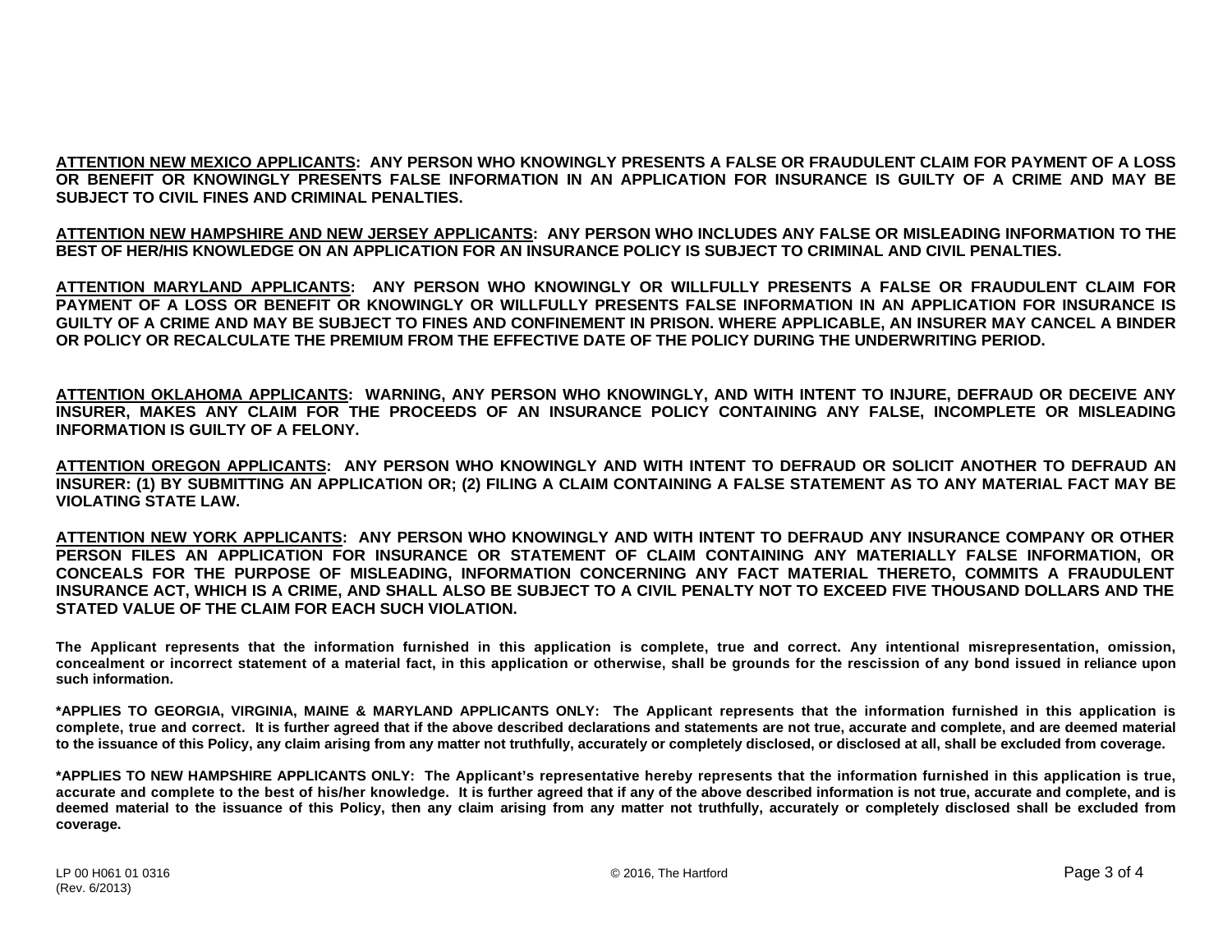**ATTENTION NEW MEXICO APPLICANTS: ANY PERSON WHO KNOWINGLY PRESENTS A FALSE OR FRAUDULENT CLAIM FOR PAYMENT OF A LOSS OR BENEFIT OR KNOWINGLY PRESENTS FALSE INFORMATION IN AN APPLICATION FOR INSURANCE IS GUILTY OF A CRIME AND MAY BE SUBJECT TO CIVIL FINES AND CRIMINAL PENALTIES.**

**ATTENTION NEW HAMPSHIRE AND NEW JERSEY APPLICANTS: ANY PERSON WHO INCLUDES ANY FALSE OR MISLEADING INFORMATION TO THE BEST OF HER/HIS KNOWLEDGE ON AN APPLICATION FOR AN INSURANCE POLICY IS SUBJECT TO CRIMINAL AND CIVIL PENALTIES.**

**ATTENTION MARYLAND APPLICANTS: ANY PERSON WHO KNOWINGLY OR WILLFULLY PRESENTS A FALSE OR FRAUDULENT CLAIM FOR PAYMENT OF A LOSS OR BENEFIT OR KNOWINGLY OR WILLFULLY PRESENTS FALSE INFORMATION IN AN APPLICATION FOR INSURANCE IS GUILTY OF A CRIME AND MAY BE SUBJECT TO FINES AND CONFINEMENT IN PRISON. WHERE APPLICABLE, AN INSURER MAY CANCEL A BINDER OR POLICY OR RECALCULATE THE PREMIUM FROM THE EFFECTIVE DATE OF THE POLICY DURING THE UNDERWRITING PERIOD.**

**ATTENTION OKLAHOMA APPLICANTS: WARNING, ANY PERSON WHO KNOWINGLY, AND WITH INTENT TO INJURE, DEFRAUD OR DECEIVE ANY INSURER, MAKES ANY CLAIM FOR THE PROCEEDS OF AN INSURANCE POLICY CONTAINING ANY FALSE, INCOMPLETE OR MISLEADING INFORMATION IS GUILTY OF A FELONY.**

**ATTENTION OREGON APPLICANTS: ANY PERSON WHO KNOWINGLY AND WITH INTENT TO DEFRAUD OR SOLICIT ANOTHER TO DEFRAUD AN INSURER: (1) BY SUBMITTING AN APPLICATION OR; (2) FILING A CLAIM CONTAINING A FALSE STATEMENT AS TO ANY MATERIAL FACT MAY BE VIOLATING STATE LAW.**

**ATTENTION NEW YORK APPLICANTS: ANY PERSON WHO KNOWINGLY AND WITH INTENT TO DEFRAUD ANY INSURANCE COMPANY OR OTHER PERSON FILES AN APPLICATION FOR INSURANCE OR STATEMENT OF CLAIM CONTAINING ANY MATERIALLY FALSE INFORMATION, OR CONCEALS FOR THE PURPOSE OF MISLEADING, INFORMATION CONCERNING ANY FACT MATERIAL THERETO, COMMITS A FRAUDULENT INSURANCE ACT, WHICH IS A CRIME, AND SHALL ALSO BE SUBJECT TO A CIVIL PENALTY NOT TO EXCEED FIVE THOUSAND DOLLARS AND THE STATED VALUE OF THE CLAIM FOR EACH SUCH VIOLATION.**

**The Applicant represents that the information furnished in this application is complete, true and correct. Any intentional misrepresentation, omission, concealment or incorrect statement of a material fact, in this application or otherwise, shall be grounds for the rescission of any bond issued in reliance upon such information.**

**\*APPLIES TO GEORGIA, VIRGINIA, MAINE & MARYLAND APPLICANTS ONLY: The Applicant represents that the information furnished in this application is complete, true and correct. It is further agreed that if the above described declarations and statements are not true, accurate and complete, and are deemed material to the issuance of this Policy, any claim arising from any matter not truthfully, accurately or completely disclosed, or disclosed at all, shall be excluded from coverage.**

**\*APPLIES TO NEW HAMPSHIRE APPLICANTS ONLY: The Applicant's representative hereby represents that the information furnished in this application is true, accurate and complete to the best of his/her knowledge. It is further agreed that if any of the above described information is not true, accurate and complete, and is deemed material to the issuance of this Policy, then any claim arising from any matter not truthfully, accurately or completely disclosed shall be excluded from coverage.**

LP 00 H061 01 0316
(Rev. 6/2013)

© 2016, The Hartford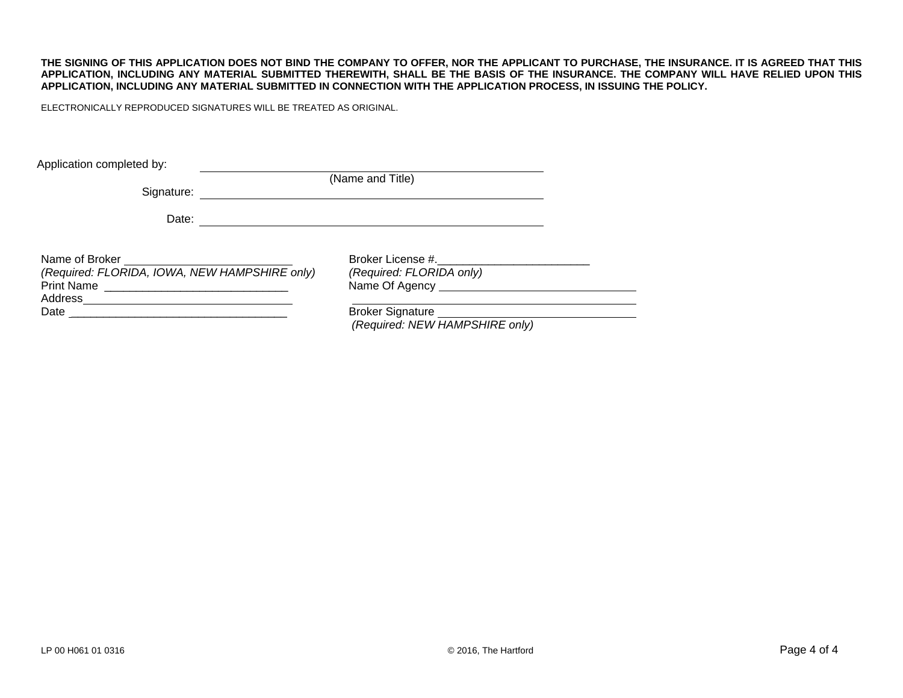**THE SIGNING OF THIS APPLICATION DOES NOT BIND THE COMPANY TO OFFER, NOR THE APPLICANT TO PURCHASE, THE INSURANCE. IT IS AGREED THAT THIS APPLICATION, INCLUDING ANY MATERIAL SUBMITTED THEREWITH, SHALL BE THE BASIS OF THE INSURANCE. THE COMPANY WILL HAVE RELIED UPON THIS APPLICATION, INCLUDING ANY MATERIAL SUBMITTED IN CONNECTION WITH THE APPLICATION PROCESS, IN ISSUING THE POLICY.**

ELECTRONICALLY REPRODUCED SIGNATURES WILL BE TREATED AS ORIGINAL.

Application completed by: ______________________________________________
(Name and Title)

Signature: ______________________________________________

Date: ______________________________________________

Name of Broker ____________________________
*(Required: FLORIDA, IOWA, NEW HAMPSHIRE only)*
Print Name ____________________________
Address____________________________
Date ____________________________

Broker License #.________________________
*(Required: FLORIDA only)*
Name Of Agency ____________________________
____________________________
Broker Signature ____________________________
*(Required: NEW HAMPSHIRE only)*

LP 00 H061 01 0316 © 2016, The Hartford